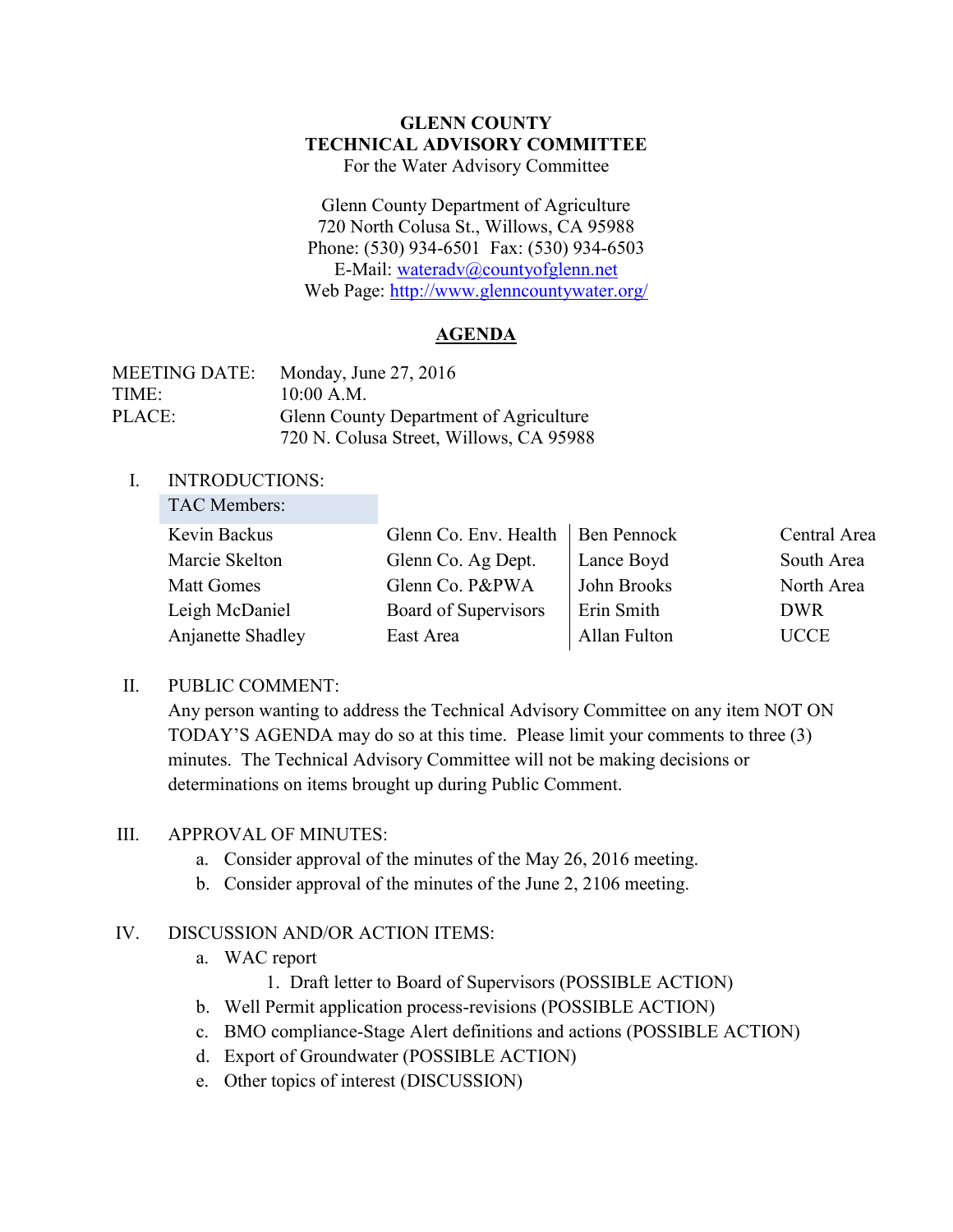# GLENN COUNTY
# TECHNICAL ADVISORY COMMITTEE

For the Water Advisory Committee

Glenn County Department of Agriculture
720 North Colusa St., Willows, CA 95988
Phone: (530) 934-6501 Fax: (530) 934-6503
E-Mail: wateradv@countyofglenn.net
Web Page: http://www.glenncountywater.org/

## AGENDA

MEETING DATE: Monday, June 27, 2016
TIME: 10:00 A.M.
PLACE: Glenn County Department of Agriculture
720 N. Colusa Street, Willows, CA 95988

I. INTRODUCTIONS:

| TAC Members: | | | |
|---|---|---|---|
| Kevin Backus | Glenn Co. Env. Health | Ben Pennock | Central Area |
| Marcie Skelton | Glenn Co. Ag Dept. | Lance Boyd | South Area |
| Matt Gomes | Glenn Co. P&PWA | John Brooks | North Area |
| Leigh McDaniel | Board of Supervisors | Erin Smith | DWR |
| Anjanette Shadley | East Area | Allan Fulton | UCCE |

II. PUBLIC COMMENT:
Any person wanting to address the Technical Advisory Committee on any item NOT ON TODAY'S AGENDA may do so at this time. Please limit your comments to three (3) minutes. The Technical Advisory Committee will not be making decisions or determinations on items brought up during Public Comment.

III. APPROVAL OF MINUTES:
   a. Consider approval of the minutes of the May 26, 2016 meeting.
   b. Consider approval of the minutes of the June 2, 2106 meeting.

IV. DISCUSSION AND/OR ACTION ITEMS:
   a. WAC report
      1. Draft letter to Board of Supervisors (POSSIBLE ACTION)
   b. Well Permit application process-revisions (POSSIBLE ACTION)
   c. BMO compliance-Stage Alert definitions and actions (POSSIBLE ACTION)
   d. Export of Groundwater (POSSIBLE ACTION)
   e. Other topics of interest (DISCUSSION)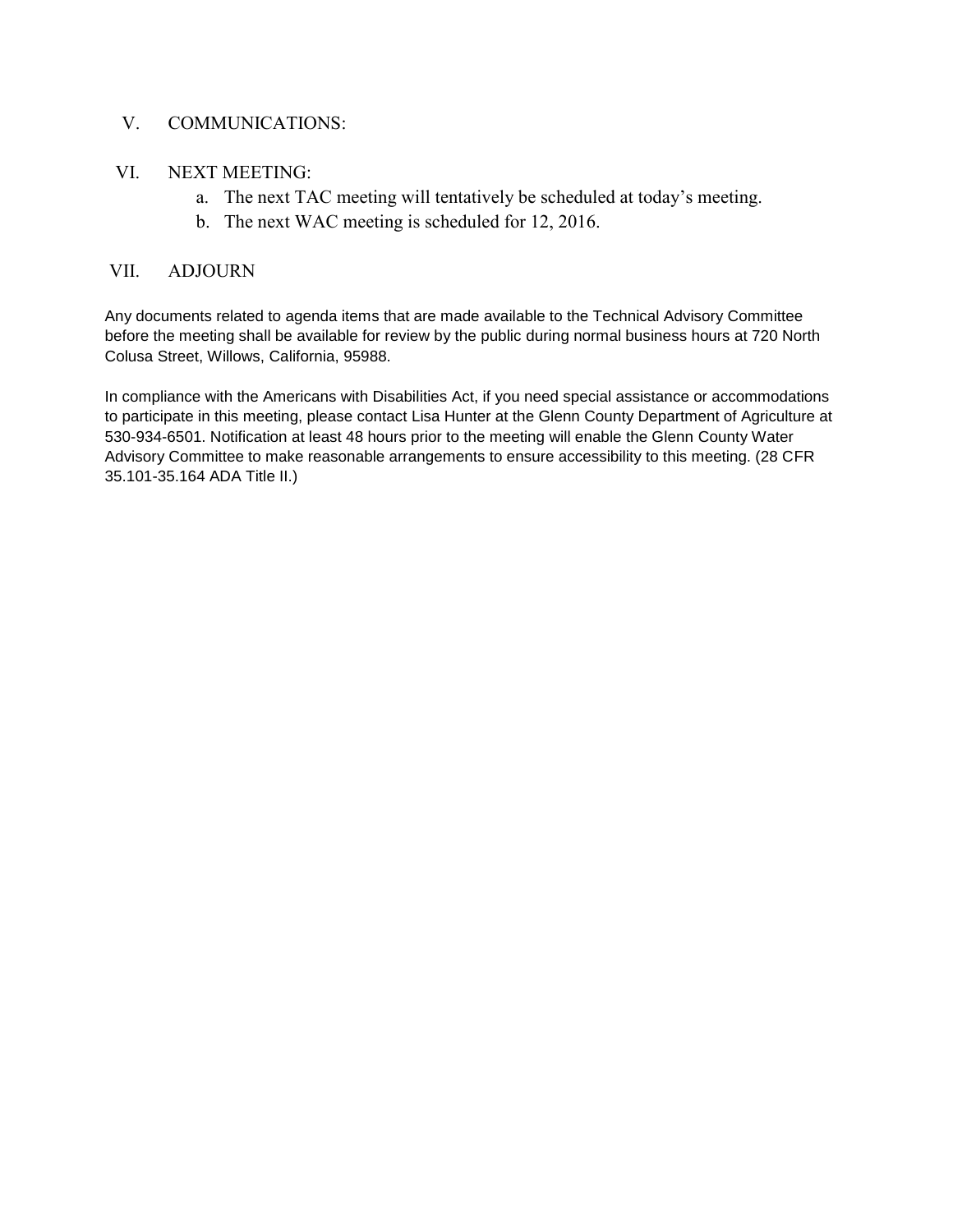V. COMMUNICATIONS:

VI. NEXT MEETING:

a. The next TAC meeting will tentatively be scheduled at today's meeting.
b. The next WAC meeting is scheduled for 12, 2016.

VII. ADJOURN

Any documents related to agenda items that are made available to the Technical Advisory Committee before the meeting shall be available for review by the public during normal business hours at 720 North Colusa Street, Willows, California, 95988.

In compliance with the Americans with Disabilities Act, if you need special assistance or accommodations to participate in this meeting, please contact Lisa Hunter at the Glenn County Department of Agriculture at 530-934-6501. Notification at least 48 hours prior to the meeting will enable the Glenn County Water Advisory Committee to make reasonable arrangements to ensure accessibility to this meeting. (28 CFR 35.101-35.164 ADA Title II.)